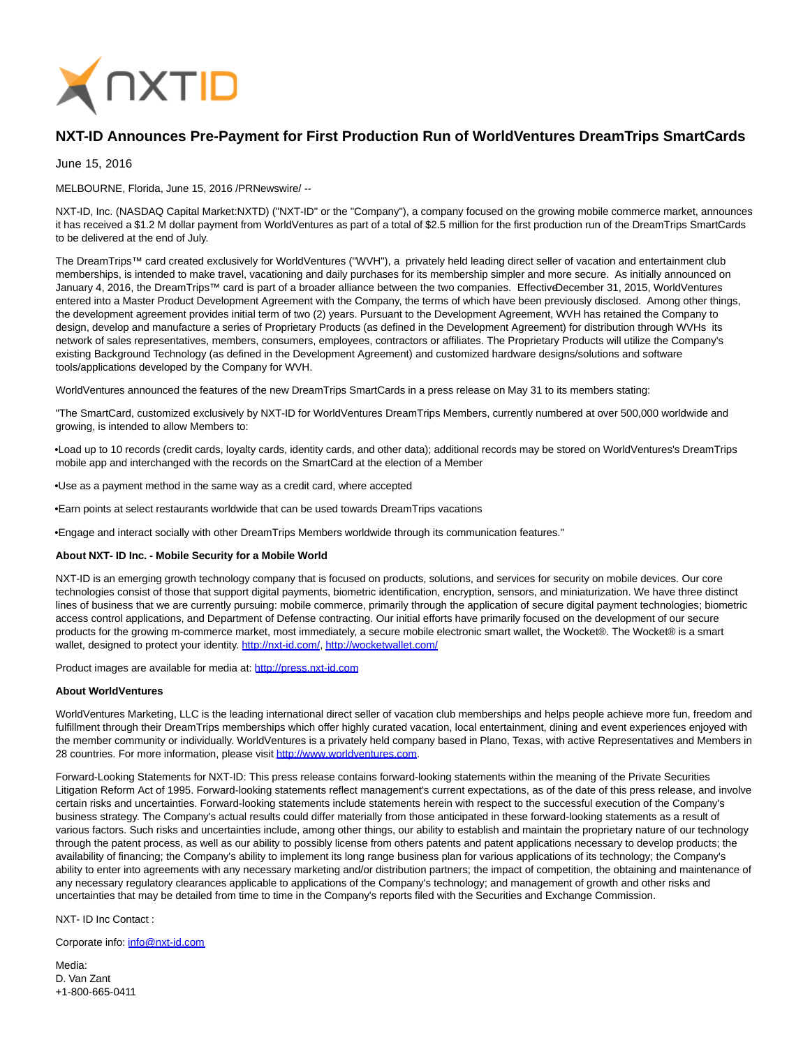# NXT-ID Announces Pre-Payment for First Production Run of WorldVentures DreamTrips SmartCards

June 15, 2016

MELBOURNE, Florida, June 15, 2016 /PRNewswire/ --

NXT-ID, Inc. (NASDAQ Capital Market:NXTD) ("NXT-ID" or the "Company"), a company focused on the growing mobile commerce market, announces it has received a $1.2 M dollar payment from WorldVentures as part of a total of $2.5 million for the first production run of the DreamTrips SmartCards to be delivered at the end of July.

The DreamTrips™ card created exclusively for WorldVentures ("WVH"), a privately held leading direct seller of vacation and entertainment club memberships, is intended to make travel, vacationing and daily purchases for its membership simpler and more secure. As initially announced on January 4, 2016, the DreamTrips™ card is part of a broader alliance between the two companies. Effective December 31, 2015, WorldVentures entered into a Master Product Development Agreement with the Company, the terms of which have been previously disclosed. Among other things, the development agreement provides initial term of two (2) years. Pursuant to the Development Agreement, WVH has retained the Company to design, develop and manufacture a series of Proprietary Products (as defined in the Development Agreement) for distribution through WVHs its network of sales representatives, members, consumers, employees, contractors or affiliates. The Proprietary Products will utilize the Company's existing Background Technology (as defined in the Development Agreement) and customized hardware designs/solutions and software tools/applications developed by the Company for WVH.

WorldVentures announced the features of the new DreamTrips SmartCards in a press release on May 31 to its members stating:

"The SmartCard, customized exclusively by NXT-ID for WorldVentures DreamTrips Members, currently numbered at over 500,000 worldwide and growing, is intended to allow Members to:

- Load up to 10 records (credit cards, loyalty cards, identity cards, and other data); additional records may be stored on WorldVentures's DreamTrips mobile app and interchanged with the records on the SmartCard at the election of a Member
- Use as a payment method in the same way as a credit card, where accepted
- Earn points at select restaurants worldwide that can be used towards DreamTrips vacations
- Engage and interact socially with other DreamTrips Members worldwide through its communication features."

**About NXT- ID Inc. - Mobile Security for a Mobile World**

NXT-ID is an emerging growth technology company that is focused on products, solutions, and services for security on mobile devices. Our core technologies consist of those that support digital payments, biometric identification, encryption, sensors, and miniaturization. We have three distinct lines of business that we are currently pursuing: mobile commerce, primarily through the application of secure digital payment technologies; biometric access control applications, and Department of Defense contracting. Our initial efforts have primarily focused on the development of our secure products for the growing m-commerce market, most immediately, a secure mobile electronic smart wallet, the Wocket®. The Wocket® is a smart wallet, designed to protect your identity. http://nxt-id.com/, http://wocketwallet.com/

Product images are available for media at: http://press.nxt-id.com

**About WorldVentures**

WorldVentures Marketing, LLC is the leading international direct seller of vacation club memberships and helps people achieve more fun, freedom and fulfillment through their DreamTrips memberships which offer highly curated vacation, local entertainment, dining and event experiences enjoyed with the member community or individually. WorldVentures is a privately held company based in Plano, Texas, with active Representatives and Members in 28 countries. For more information, please visit http://www.worldventures.com.

Forward-Looking Statements for NXT-ID: This press release contains forward-looking statements within the meaning of the Private Securities Litigation Reform Act of 1995. Forward-looking statements reflect management's current expectations, as of the date of this press release, and involve certain risks and uncertainties. Forward-looking statements include statements herein with respect to the successful execution of the Company's business strategy. The Company's actual results could differ materially from those anticipated in these forward-looking statements as a result of various factors. Such risks and uncertainties include, among other things, our ability to establish and maintain the proprietary nature of our technology through the patent process, as well as our ability to possibly license from others patents and patent applications necessary to develop products; the availability of financing; the Company's ability to implement its long range business plan for various applications of its technology; the Company's ability to enter into agreements with any necessary marketing and/or distribution partners; the impact of competition, the obtaining and maintenance of any necessary regulatory clearances applicable to applications of the Company's technology; and management of growth and other risks and uncertainties that may be detailed from time to time in the Company's reports filed with the Securities and Exchange Commission.

NXT- ID Inc Contact :

Corporate info: info@nxt-id.com

Media:  
D. Van Zant  
+1-800-665-0411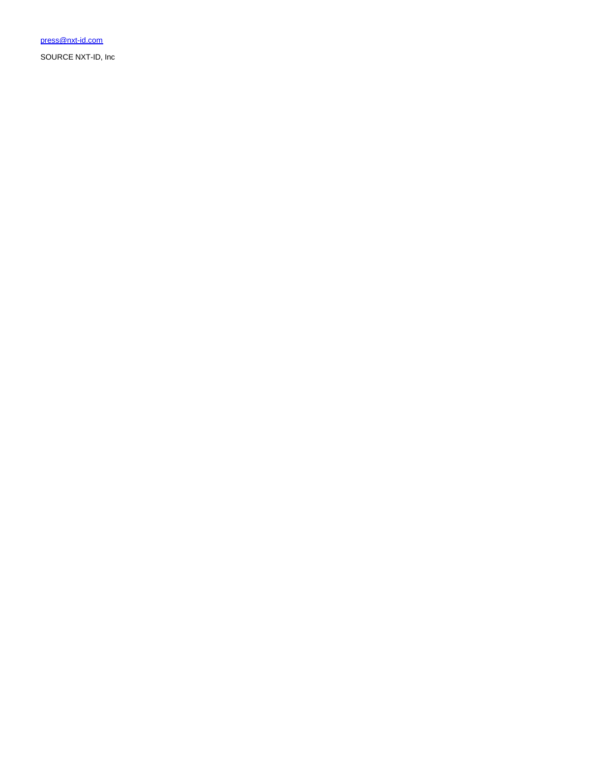press@nxt-id.com

SOURCE NXT-ID, Inc